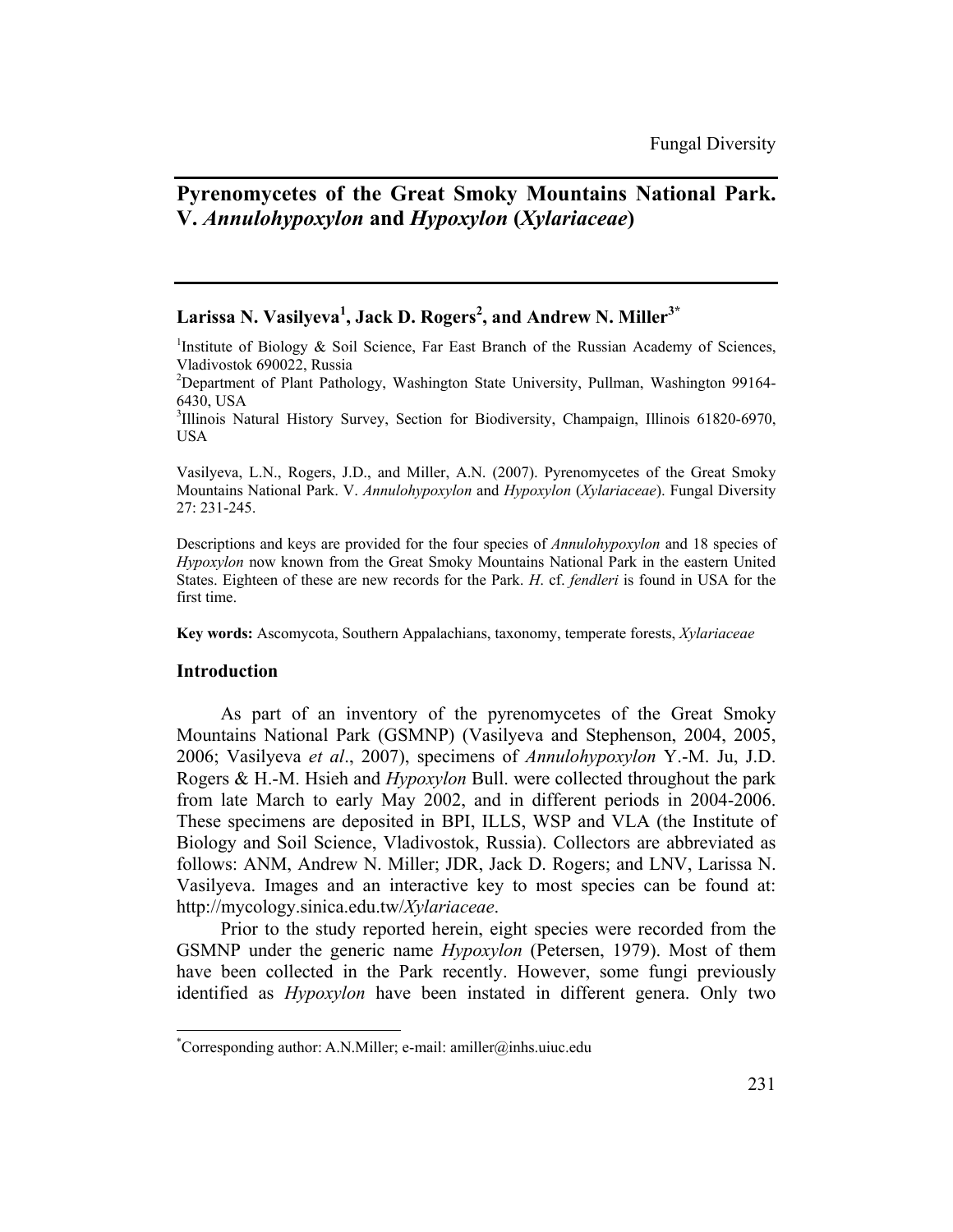# Pyrenomycetes of the Great Smoky Mountains National Park. V. *Annulohypoxylon* and *Hypoxylon* (*Xylariaceae*)

**Larissa N. Vasilyeva[1], Jack D. Rogers[2], and Andrew N. Miller[3*]**

[1]Institute of Biology & Soil Science, Far East Branch of the Russian Academy of Sciences, Vladivostok 690022, Russia
[2]Department of Plant Pathology, Washington State University, Pullman, Washington 99164-6430, USA
[3]Illinois Natural History Survey, Section for Biodiversity, Champaign, Illinois 61820-6970, USA

Vasilyeva, L.N., Rogers, J.D., and Miller, A.N. (2007). Pyrenomycetes of the Great Smoky Mountains National Park. V. *Annulohypoxylon* and *Hypoxylon* (*Xylariaceae*). Fungal Diversity 27: 231-245.

Descriptions and keys are provided for the four species of *Annulohypoxylon* and 18 species of *Hypoxylon* now known from the Great Smoky Mountains National Park in the eastern United States. Eighteen of these are new records for the Park. *H*. cf. *fendleri* is found in USA for the first time.

**Key words:** Ascomycota, Southern Appalachians, taxonomy, temperate forests, *Xylariaceae*

## Introduction

As part of an inventory of the pyrenomycetes of the Great Smoky Mountains National Park (GSMNP) (Vasilyeva and Stephenson, 2004, 2005, 2006; Vasilyeva *et al*., 2007), specimens of *Annulohypoxylon* Y.-M. Ju, J.D. Rogers & H.-M. Hsieh and *Hypoxylon* Bull. were collected throughout the park from late March to early May 2002, and in different periods in 2004-2006. These specimens are deposited in BPI, ILLS, WSP and VLA (the Institute of Biology and Soil Science, Vladivostok, Russia). Collectors are abbreviated as follows: ANM, Andrew N. Miller; JDR, Jack D. Rogers; and LNV, Larissa N. Vasilyeva. Images and an interactive key to most species can be found at: http://mycology.sinica.edu.tw/*Xylariaceae*.

Prior to the study reported herein, eight species were recorded from the GSMNP under the generic name *Hypoxylon* (Petersen, 1979). Most of them have been collected in the Park recently. However, some fungi previously identified as *Hypoxylon* have been instated in different genera. Only two

*Corresponding author: A.N.Miller; e-mail: amiller@inhs.uiuc.edu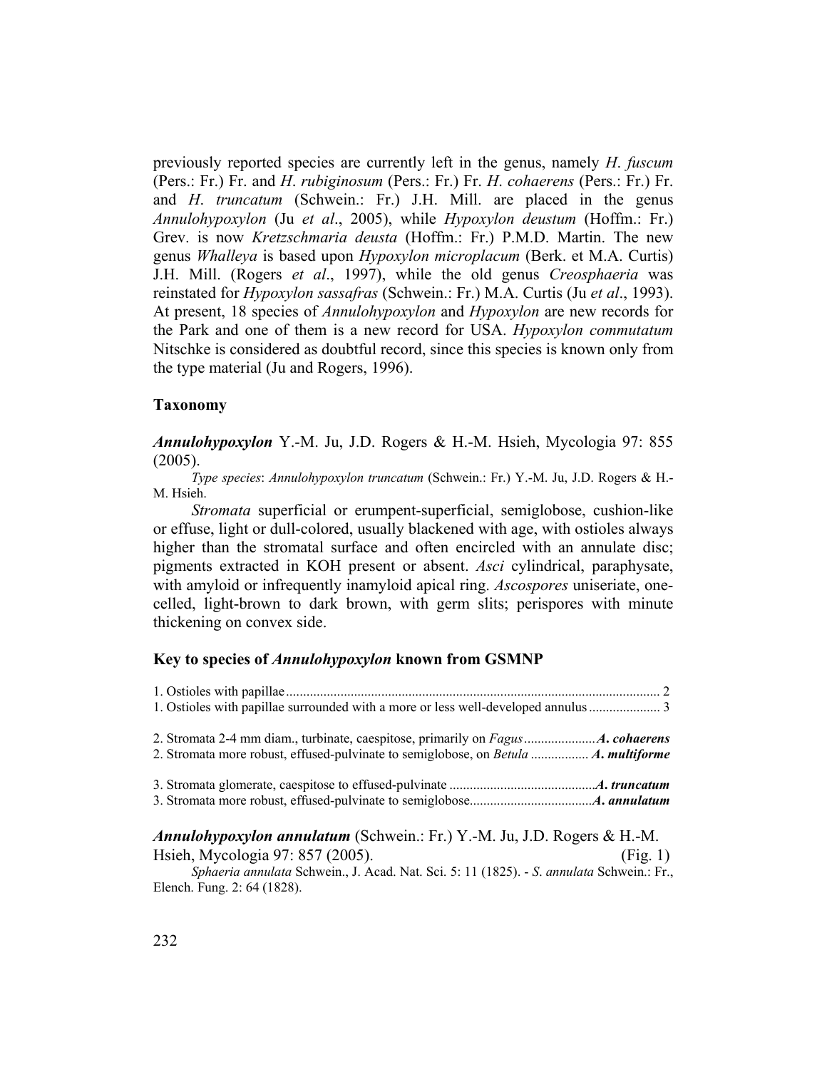previously reported species are currently left in the genus, namely *H. fuscum* (Pers.: Fr.) Fr. and *H. rubiginosum* (Pers.: Fr.) Fr. *H. cohaerens* (Pers.: Fr.) Fr. and *H. truncatum* (Schwein.: Fr.) J.H. Mill. are placed in the genus *Annulohypoxylon* (Ju *et al*., 2005), while *Hypoxylon deustum* (Hoffm.: Fr.) Grev. is now *Kretzschmaria deusta* (Hoffm.: Fr.) P.M.D. Martin. The new genus *Whalleya* is based upon *Hypoxylon microplacum* (Berk. et M.A. Curtis) J.H. Mill. (Rogers *et al*., 1997), while the old genus *Creosphaeria* was reinstated for *Hypoxylon sassafras* (Schwein.: Fr.) M.A. Curtis (Ju *et al*., 1993). At present, 18 species of *Annulohypoxylon* and *Hypoxylon* are new records for the Park and one of them is a new record for USA. *Hypoxylon commutatum* Nitschke is considered as doubtful record, since this species is known only from the type material (Ju and Rogers, 1996).

## Taxonomy

***Annulohypoxylon*** Y.-M. Ju, J.D. Rogers & H.-M. Hsieh, Mycologia 97: 855 (2005).

*Type species*: *Annulohypoxylon truncatum* (Schwein.: Fr.) Y.-M. Ju, J.D. Rogers & H.-M. Hsieh.

*Stromata* superficial or erumpent-superficial, semiglobose, cushion-like or effuse, light or dull-colored, usually blackened with age, with ostioles always higher than the stromatal surface and often encircled with an annulate disc; pigments extracted in KOH present or absent. *Asci* cylindrical, paraphysate, with amyloid or infrequently inamyloid apical ring. *Ascospores* uniseriate, one-celled, light-brown to dark brown, with germ slits; perispores with minute thickening on convex side.

### Key to species of *Annulohypoxylon* known from GSMNP

1. Ostioles with papillae .................................................... 2
1. Ostioles with papillae surrounded with a more or less well-developed annulus .................... 3

2. Stromata 2-4 mm diam., turbinate, caespitose, primarily on *Fagus* .................... ***A. cohaerens***
2. Stromata more robust, effused-pulvinate to semiglobose, on *Betula* ................ ***A. multiforme***

3. Stromata glomerate, caespitose to effused-pulvinate .......................................... ***A. truncatum***
3. Stromata more robust, effused-pulvinate to semiglobose.................................... ***A. annulatum***

***Annulohypoxylon annulatum*** (Schwein.: Fr.) Y.-M. Ju, J.D. Rogers & H.-M. Hsieh, Mycologia 97: 857 (2005). (Fig. 1)

*Sphaeria annulata* Schwein., J. Acad. Nat. Sci. 5: 11 (1825). - *S. annulata* Schwein.: Fr., Elench. Fung. 2: 64 (1828).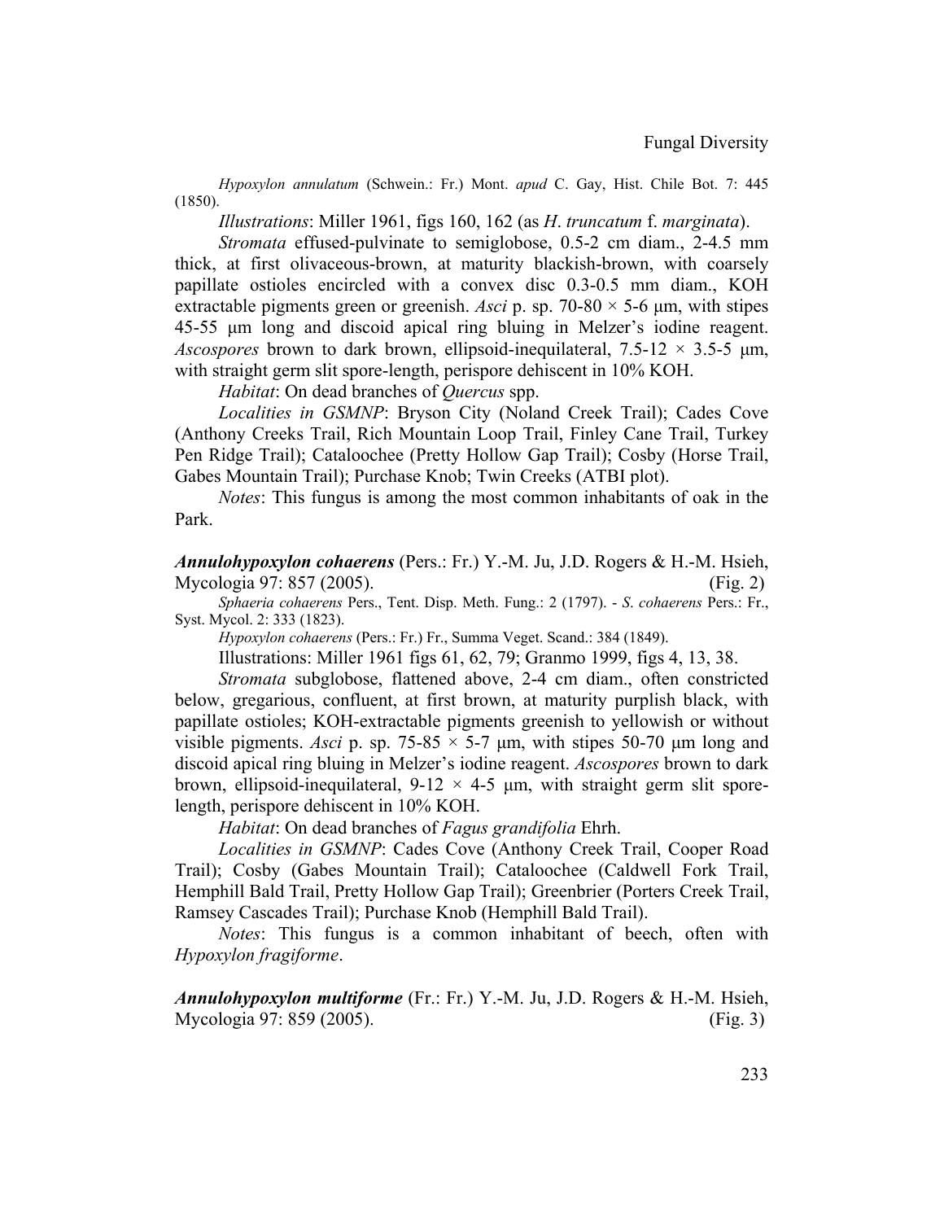*Hypoxylon annulatum* (Schwein.: Fr.) Mont. *apud* C. Gay, Hist. Chile Bot. 7: 445 (1850).

*Illustrations*: Miller 1961, figs 160, 162 (as *H*. *truncatum* f. *marginata*).

*Stromata* effused-pulvinate to semiglobose, 0.5-2 cm diam., 2-4.5 mm thick, at first olivaceous-brown, at maturity blackish-brown, with coarsely papillate ostioles encircled with a convex disc 0.3-0.5 mm diam., KOH extractable pigments green or greenish. *Asci* p. sp. 70-80 × 5-6 µm, with stipes 45-55 µm long and discoid apical ring bluing in Melzer's iodine reagent. *Ascospores* brown to dark brown, ellipsoid-inequilateral, 7.5-12 × 3.5-5 µm, with straight germ slit spore-length, perispore dehiscent in 10% KOH.

*Habitat*: On dead branches of *Quercus* spp.

*Localities in GSMNP*: Bryson City (Noland Creek Trail); Cades Cove (Anthony Creeks Trail, Rich Mountain Loop Trail, Finley Cane Trail, Turkey Pen Ridge Trail); Cataloochee (Pretty Hollow Gap Trail); Cosby (Horse Trail, Gabes Mountain Trail); Purchase Knob; Twin Creeks (ATBI plot).

*Notes*: This fungus is among the most common inhabitants of oak in the Park.

***Annulohypoxylon cohaerens*** (Pers.: Fr.) Y.-M. Ju, J.D. Rogers & H.-M. Hsieh, Mycologia 97: 857 (2005). (Fig. 2)

*Sphaeria cohaerens* Pers., Tent. Disp. Meth. Fung.: 2 (1797). - *S. cohaerens* Pers.: Fr., Syst. Mycol. 2: 333 (1823).

*Hypoxylon cohaerens* (Pers.: Fr.) Fr., Summa Veget. Scand.: 384 (1849).

Illustrations: Miller 1961 figs 61, 62, 79; Granmo 1999, figs 4, 13, 38.

*Stromata* subglobose, flattened above, 2-4 cm diam., often constricted below, gregarious, confluent, at first brown, at maturity purplish black, with papillate ostioles; KOH-extractable pigments greenish to yellowish or without visible pigments. *Asci* p. sp. 75-85 × 5-7 µm, with stipes 50-70 µm long and discoid apical ring bluing in Melzer's iodine reagent. *Ascospores* brown to dark brown, ellipsoid-inequilateral, 9-12 × 4-5 µm, with straight germ slit spore-length, perispore dehiscent in 10% KOH.

*Habitat*: On dead branches of *Fagus grandifolia* Ehrh.

*Localities in GSMNP*: Cades Cove (Anthony Creek Trail, Cooper Road Trail); Cosby (Gabes Mountain Trail); Cataloochee (Caldwell Fork Trail, Hemphill Bald Trail, Pretty Hollow Gap Trail); Greenbrier (Porters Creek Trail, Ramsey Cascades Trail); Purchase Knob (Hemphill Bald Trail).

*Notes*: This fungus is a common inhabitant of beech, often with *Hypoxylon fragiforme*.

***Annulohypoxylon multiforme*** (Fr.: Fr.) Y.-M. Ju, J.D. Rogers & H.-M. Hsieh, Mycologia 97: 859 (2005). (Fig. 3)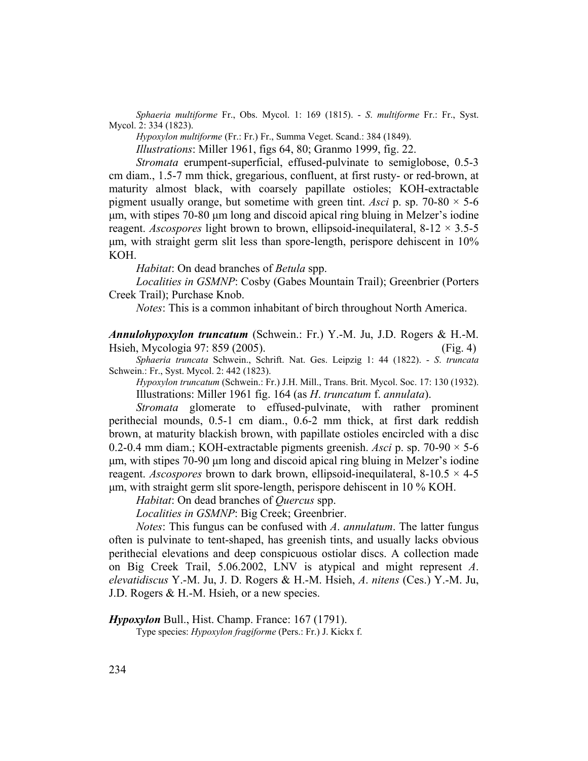*Sphaeria multiforme* Fr., Obs. Mycol. 1: 169 (1815). - *S. multiforme* Fr.: Fr., Syst. Mycol. 2: 334 (1823).

*Hypoxylon multiforme* (Fr.: Fr.) Fr., Summa Veget. Scand.: 384 (1849).

*Illustrations*: Miller 1961, figs 64, 80; Granmo 1999, fig. 22.

*Stromata* erumpent-superficial, effused-pulvinate to semiglobose, 0.5-3 cm diam., 1.5-7 mm thick, gregarious, confluent, at first rusty- or red-brown, at maturity almost black, with coarsely papillate ostioles; KOH-extractable pigment usually orange, but sometime with green tint. *Asci* p. sp. 70-80 × 5-6 µm, with stipes 70-80 µm long and discoid apical ring bluing in Melzer's iodine reagent. *Ascospores* light brown to brown, ellipsoid-inequilateral, 8-12 × 3.5-5 µm, with straight germ slit less than spore-length, perispore dehiscent in 10% KOH.

*Habitat*: On dead branches of *Betula* spp.

*Localities in GSMNP*: Cosby (Gabes Mountain Trail); Greenbrier (Porters Creek Trail); Purchase Knob.

*Notes*: This is a common inhabitant of birch throughout North America.

***Annulohypoxylon truncatum*** (Schwein.: Fr.) Y.-M. Ju, J.D. Rogers & H.-M. Hsieh, Mycologia 97: 859 (2005). (Fig. 4)

*Sphaeria truncata* Schwein., Schrift. Nat. Ges. Leipzig 1: 44 (1822). - *S. truncata* Schwein.: Fr., Syst. Mycol. 2: 442 (1823).

*Hypoxylon truncatum* (Schwein.: Fr.) J.H. Mill., Trans. Brit. Mycol. Soc. 17: 130 (1932).

Illustrations: Miller 1961 fig. 164 (as *H*. *truncatum* f. *annulata*).

*Stromata* glomerate to effused-pulvinate, with rather prominent perithecial mounds, 0.5-1 cm diam., 0.6-2 mm thick, at first dark reddish brown, at maturity blackish brown, with papillate ostioles encircled with a disc 0.2-0.4 mm diam.; KOH-extractable pigments greenish. *Asci* p. sp. 70-90 × 5-6 µm, with stipes 70-90 µm long and discoid apical ring bluing in Melzer's iodine reagent. *Ascospores* brown to dark brown, ellipsoid-inequilateral, 8-10.5 × 4-5 µm, with straight germ slit spore-length, perispore dehiscent in 10 % KOH.

*Habitat*: On dead branches of *Quercus* spp.

*Localities in GSMNP*: Big Creek; Greenbrier.

*Notes*: This fungus can be confused with *A*. *annulatum*. The latter fungus often is pulvinate to tent-shaped, has greenish tints, and usually lacks obvious perithecial elevations and deep conspicuous ostiolar discs. A collection made on Big Creek Trail, 5.06.2002, LNV is atypical and might represent *A*. *elevatidiscus* Y.-M. Ju, J. D. Rogers & H.-M. Hsieh, *A*. *nitens* (Ces.) Y.-M. Ju, J.D. Rogers & H.-M. Hsieh, or a new species.

***Hypoxylon*** Bull., Hist. Champ. France: 167 (1791).

Type species: *Hypoxylon fragiforme* (Pers.: Fr.) J. Kickx f.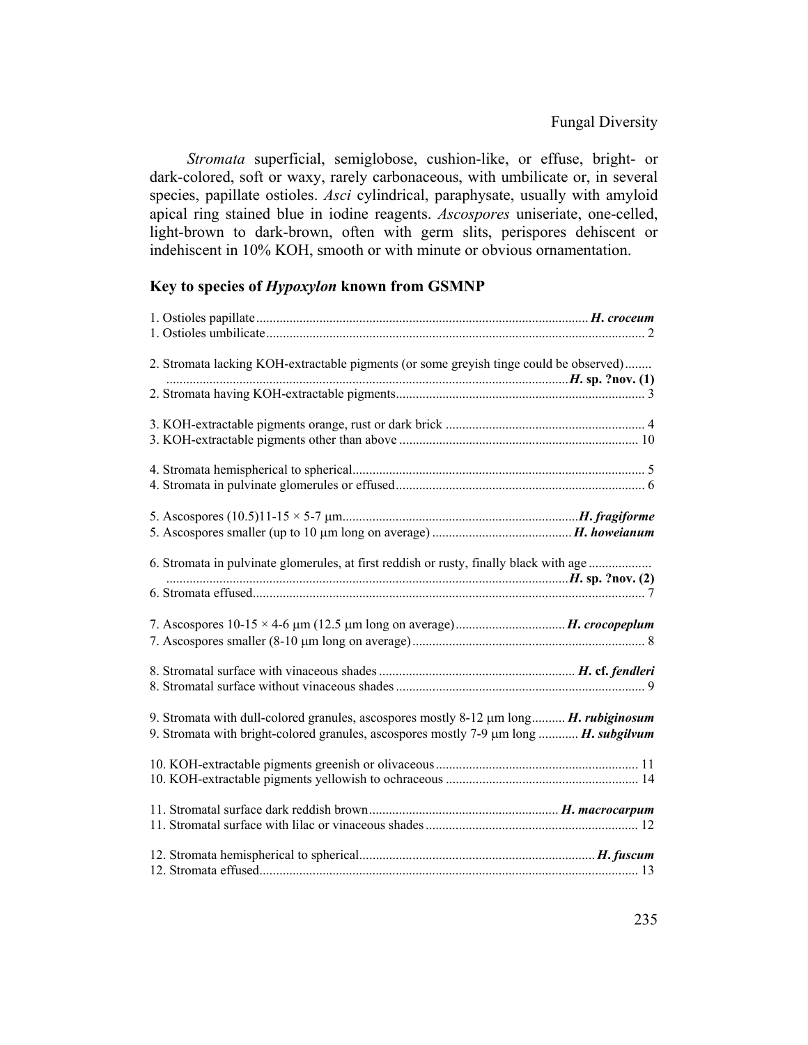*Stromata* superficial, semiglobose, cushion-like, or effuse, bright- or dark-colored, soft or waxy, rarely carbonaceous, with umbilicate or, in several species, papillate ostioles. *Asci* cylindrical, paraphysate, usually with amyloid apical ring stained blue in iodine reagents. *Ascospores* uniseriate, one-celled, light-brown to dark-brown, often with germ slits, perispores dehiscent or indehiscent in 10% KOH, smooth or with minute or obvious ornamentation.

## Key to species of *Hypoxylon* known from GSMNP

1. Ostioles papillate .................................................................................................. ***H. croceum***
1. Ostioles umbilicate ................................................................................................ 2

2. Stromata lacking KOH-extractable pigments (or some greyish tinge could be observed) ........ ........................................................................................................................***H.* sp. ?nov. (1)**
2. Stromata having KOH-extractable pigments .......................................................... 3

3. KOH-extractable pigments orange, rust or dark brick ........................................... 4
3. KOH-extractable pigments other than above ....................................................... 10

4. Stromata hemispherical to spherical ...................................................................... 5
4. Stromata in pulvinate glomerules or effused .......................................................... 6

5. Ascospores (10.5)11-15 × 5-7 µm ...................................................................... ***H. fragiforme***
5. Ascospores smaller (up to 10 µm long on average) ........................................... ***H. howeianum***

6. Stromata in pulvinate glomerules, at first reddish or rusty, finally black with age .................. ........................................................................................................................***H.* sp. ?nov. (2)**
6. Stromata effused .................................................................................................... 7

7. Ascospores 10-15 × 4-6 µm (12.5 µm long on average) ................................ ***H. crocopeplum***
7. Ascospores smaller (8-10 µm long on average) .................................................... 8

8. Stromatal surface with vinaceous shades .......................................................... ***H.* cf. *fendleri***
8. Stromatal surface without vinaceous shades ......................................................... 9

9. Stromata with dull-colored granules, ascospores mostly 8-12 µm long .......... ***H. rubiginosum***
9. Stromata with bright-colored granules, ascospores mostly 7-9 µm long ............ ***H. subgilvum***

10. KOH-extractable pigments greenish or olivaceous ............................................ 11
10. KOH-extractable pigments yellowish to ochraceous .......................................... 14

11. Stromatal surface dark reddish brown ........................................................ ***H. macrocarpum***
11. Stromatal surface with lilac or vinaceous shades ............................................... 12

12. Stromata hemispherical to spherical ..................................................................... ***H. fuscum***
12. Stromata effused ................................................................................................ 13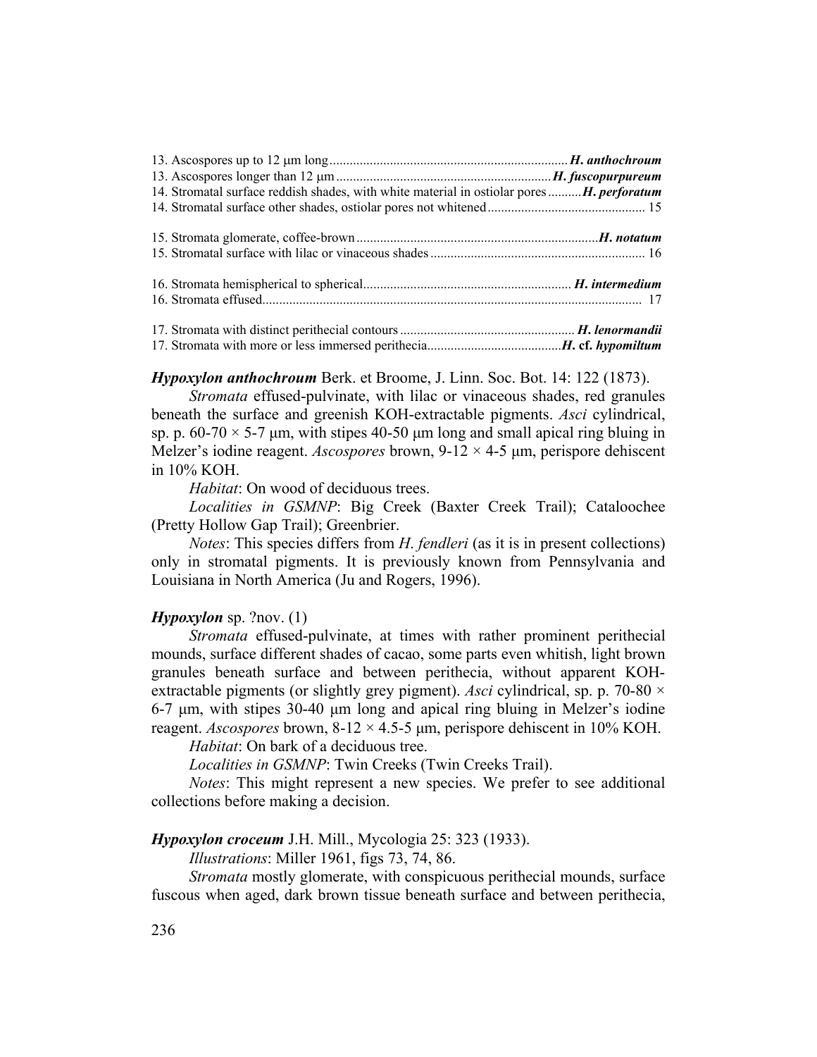13. Ascospores up to 12 μm long ...................................................................... ***H. anthochroum***
13. Ascospores longer than 12 μm ................................................................ ***H. fuscopurpureum***
14. Stromatal surface reddish shades, with white material in ostiolar pores .......... ***H. perforatum***
14. Stromatal surface other shades, ostiolar pores not whitened ............................................. 15

15. Stromata glomerate, coffee-brown ....................................................................... ***H. notatum***
15. Stromatal surface with lilac or vinaceous shades ............................................................... 16

16. Stromata hemispherical to spherical ............................................................ ***H. intermedium***
16. Stromata effused ............................................................................................................... 17

17. Stromata with distinct perithecial contours ................................................... ***H. lenormandii***
17. Stromata with more or less immersed perithecia ....................................... ***H.* cf. *hypomiltum***

***Hypoxylon anthochroum*** Berk. et Broome, J. Linn. Soc. Bot. 14: 122 (1873).

*Stromata* effused-pulvinate, with lilac or vinaceous shades, red granules beneath the surface and greenish KOH-extractable pigments. *Asci* cylindrical, sp. p. 60-70 × 5-7 μm, with stipes 40-50 μm long and small apical ring bluing in Melzer's iodine reagent. *Ascospores* brown, 9-12 × 4-5 μm, perispore dehiscent in 10% KOH.

*Habitat*: On wood of deciduous trees.

*Localities in GSMNP*: Big Creek (Baxter Creek Trail); Cataloochee (Pretty Hollow Gap Trail); Greenbrier.

*Notes*: This species differs from *H. fendleri* (as it is in present collections) only in stromatal pigments. It is previously known from Pennsylvania and Louisiana in North America (Ju and Rogers, 1996).

***Hypoxylon*** **sp. ?nov. (1)**

*Stromata* effused-pulvinate, at times with rather prominent perithecial mounds, surface different shades of cacao, some parts even whitish, light brown granules beneath surface and between perithecia, without apparent KOH-extractable pigments (or slightly grey pigment). *Asci* cylindrical, sp. p. 70-80 × 6-7 μm, with stipes 30-40 μm long and apical ring bluing in Melzer's iodine reagent. *Ascospores* brown, 8-12 × 4.5-5 μm, perispore dehiscent in 10% KOH.

*Habitat*: On bark of a deciduous tree.

*Localities in GSMNP*: Twin Creeks (Twin Creeks Trail).

*Notes*: This might represent a new species. We prefer to see additional collections before making a decision.

***Hypoxylon croceum*** J.H. Mill., Mycologia 25: 323 (1933).

*Illustrations*: Miller 1961, figs 73, 74, 86.

*Stromata* mostly glomerate, with conspicuous perithecial mounds, surface fuscous when aged, dark brown tissue beneath surface and between perithecia,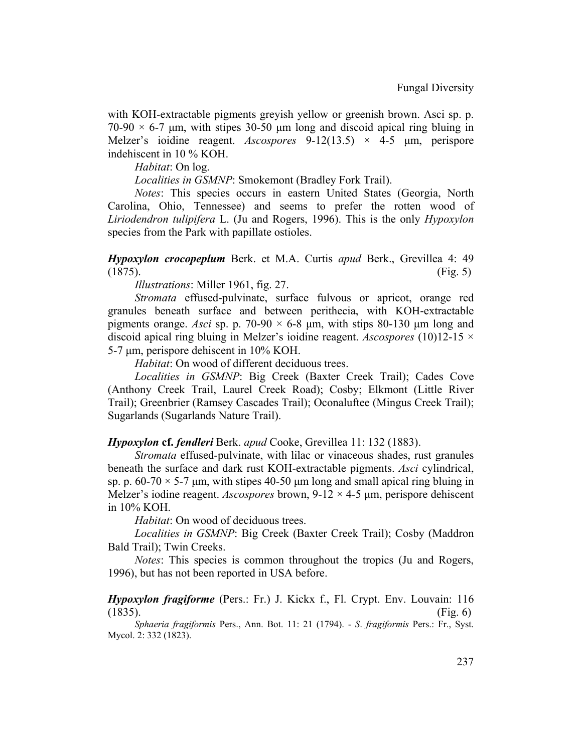with KOH-extractable pigments greyish yellow or greenish brown. Asci sp. p. 70-90 × 6-7 µm, with stipes 30-50 µm long and discoid apical ring bluing in Melzer's ioidine reagent. *Ascospores* 9-12(13.5) × 4-5 µm, perispore indehiscent in 10 % KOH.

*Habitat*: On log.

*Localities in GSMNP*: Smokemont (Bradley Fork Trail).

*Notes*: This species occurs in eastern United States (Georgia, North Carolina, Ohio, Tennessee) and seems to prefer the rotten wood of *Liriodendron tulipifera* L. (Ju and Rogers, 1996). This is the only *Hypoxylon* species from the Park with papillate ostioles.

***Hypoxylon crocopeplum*** Berk. et M.A. Curtis *apud* Berk., Grevillea 4: 49 (1875). (Fig. 5)

*Illustrations*: Miller 1961, fig. 27.

*Stromata* effused-pulvinate, surface fulvous or apricot, orange red granules beneath surface and between perithecia, with KOH-extractable pigments orange. *Asci* sp. p. 70-90 × 6-8 µm, with stips 80-130 µm long and discoid apical ring bluing in Melzer's ioidine reagent. *Ascospores* (10)12-15 × 5-7 µm, perispore dehiscent in 10% KOH.

*Habitat*: On wood of different deciduous trees.

*Localities in GSMNP*: Big Creek (Baxter Creek Trail); Cades Cove (Anthony Creek Trail, Laurel Creek Road); Cosby; Elkmont (Little River Trail); Greenbrier (Ramsey Cascades Trail); Oconaluftee (Mingus Creek Trail); Sugarlands (Sugarlands Nature Trail).

***Hypoxylon* cf. *fendleri*** Berk. *apud* Cooke, Grevillea 11: 132 (1883).

*Stromata* effused-pulvinate, with lilac or vinaceous shades, rust granules beneath the surface and dark rust KOH-extractable pigments. *Asci* cylindrical, sp. p. 60-70 × 5-7 µm, with stipes 40-50 µm long and small apical ring bluing in Melzer's iodine reagent. *Ascospores* brown, 9-12 × 4-5 µm, perispore dehiscent in 10% KOH.

*Habitat*: On wood of deciduous trees.

*Localities in GSMNP*: Big Creek (Baxter Creek Trail); Cosby (Maddron Bald Trail); Twin Creeks.

*Notes*: This species is common throughout the tropics (Ju and Rogers, 1996), but has not been reported in USA before.

***Hypoxylon fragiforme*** (Pers.: Fr.) J. Kickx f., Fl. Crypt. Env. Louvain: 116 (1835). (Fig. 6)

*Sphaeria fragiformis* Pers., Ann. Bot. 11: 21 (1794). - *S. fragiformis* Pers.: Fr., Syst. Mycol. 2: 332 (1823).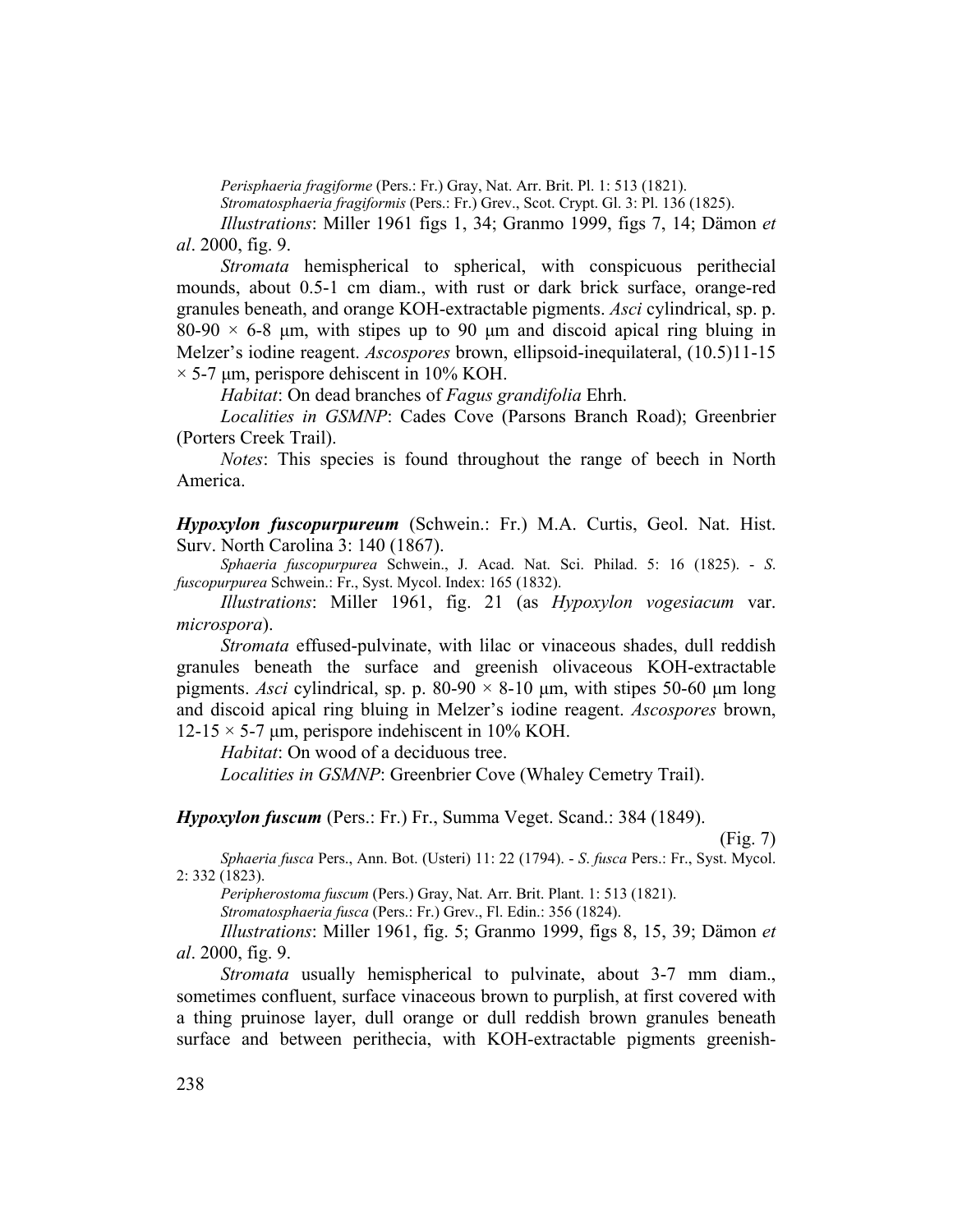*Perisphaeria fragiforme* (Pers.: Fr.) Gray, Nat. Arr. Brit. Pl. 1: 513 (1821).

*Stromatosphaeria fragiformis* (Pers.: Fr.) Grev., Scot. Crypt. Gl. 3: Pl. 136 (1825).

*Illustrations*: Miller 1961 figs 1, 34; Granmo 1999, figs 7, 14; Dämon *et al*. 2000, fig. 9.

*Stromata* hemispherical to spherical, with conspicuous perithecial mounds, about 0.5-1 cm diam., with rust or dark brick surface, orange-red granules beneath, and orange KOH-extractable pigments. *Asci* cylindrical, sp. p. 80-90 × 6-8 µm, with stipes up to 90 µm and discoid apical ring bluing in Melzer's iodine reagent. *Ascospores* brown, ellipsoid-inequilateral, (10.5)11-15 × 5-7 µm, perispore dehiscent in 10% KOH.

*Habitat*: On dead branches of *Fagus grandifolia* Ehrh.

*Localities in GSMNP*: Cades Cove (Parsons Branch Road); Greenbrier (Porters Creek Trail).

*Notes*: This species is found throughout the range of beech in North America.

***Hypoxylon fuscopurpureum*** (Schwein.: Fr.) M.A. Curtis, Geol. Nat. Hist. Surv. North Carolina 3: 140 (1867).

*Sphaeria fuscopurpurea* Schwein., J. Acad. Nat. Sci. Philad. 5: 16 (1825). - *S. fuscopurpurea* Schwein.: Fr., Syst. Mycol. Index: 165 (1832).

*Illustrations*: Miller 1961, fig. 21 (as *Hypoxylon vogesiacum* var. *microspora*).

*Stromata* effused-pulvinate, with lilac or vinaceous shades, dull reddish granules beneath the surface and greenish olivaceous KOH-extractable pigments. *Asci* cylindrical, sp. p. 80-90 × 8-10 µm, with stipes 50-60 µm long and discoid apical ring bluing in Melzer's iodine reagent. *Ascospores* brown, 12-15 × 5-7 µm, perispore indehiscent in 10% KOH.

*Habitat*: On wood of a deciduous tree.

*Localities in GSMNP*: Greenbrier Cove (Whaley Cemetry Trail).

***Hypoxylon fuscum*** (Pers.: Fr.) Fr., Summa Veget. Scand.: 384 (1849).

(Fig. 7)

*Sphaeria fusca* Pers., Ann. Bot. (Usteri) 11: 22 (1794). - *S. fusca* Pers.: Fr., Syst. Mycol. 2: 332 (1823).

*Peripherostoma fuscum* (Pers.) Gray, Nat. Arr. Brit. Plant. 1: 513 (1821).

*Stromatosphaeria fusca* (Pers.: Fr.) Grev., Fl. Edin.: 356 (1824).

*Illustrations*: Miller 1961, fig. 5; Granmo 1999, figs 8, 15, 39; Dämon *et al*. 2000, fig. 9.

*Stromata* usually hemispherical to pulvinate, about 3-7 mm diam., sometimes confluent, surface vinaceous brown to purplish, at first covered with a thing pruinose layer, dull orange or dull reddish brown granules beneath surface and between perithecia, with KOH-extractable pigments greenish-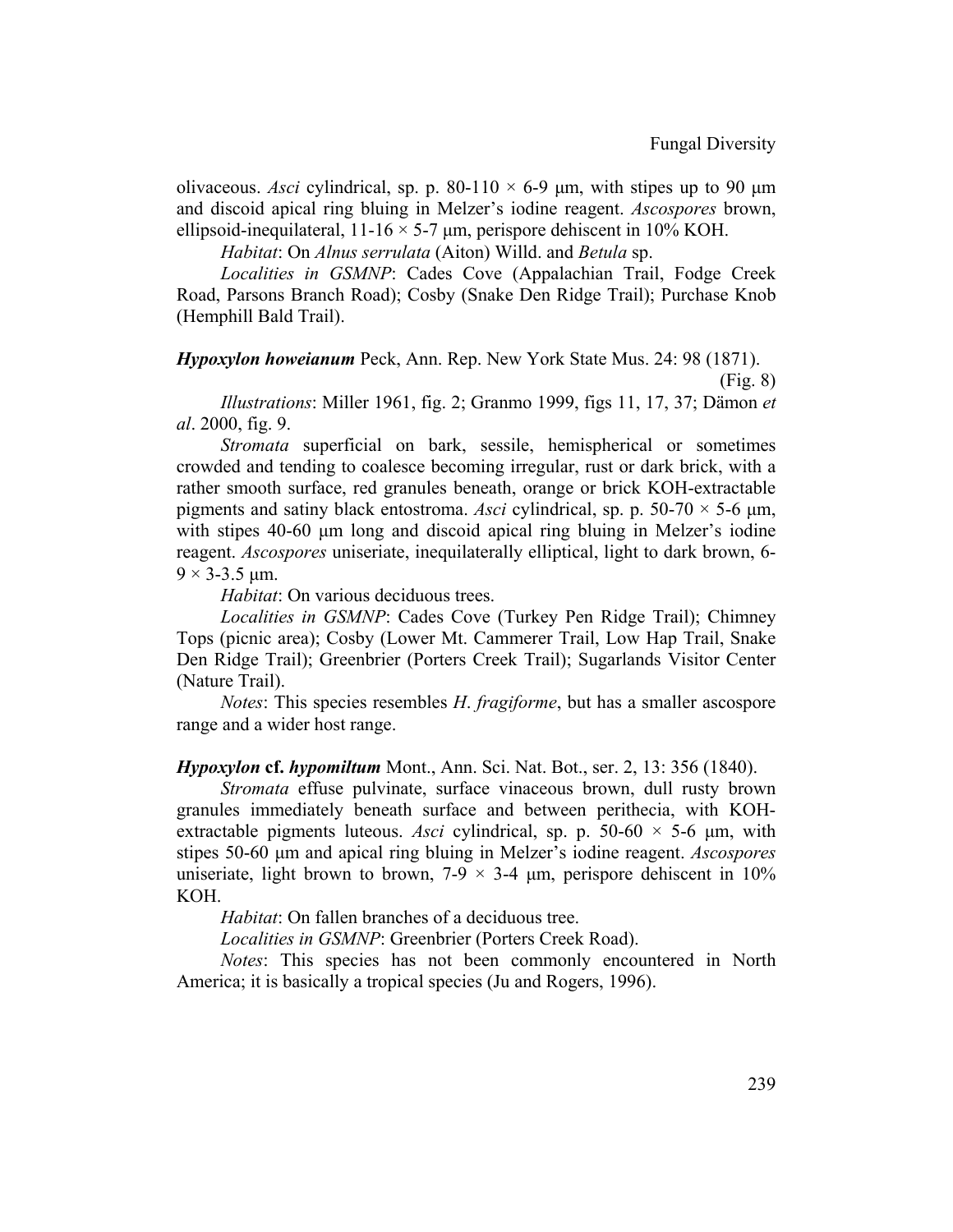olivaceous. *Asci* cylindrical, sp. p. 80-110 × 6-9 µm, with stipes up to 90 µm and discoid apical ring bluing in Melzer's iodine reagent. *Ascospores* brown, ellipsoid-inequilateral, 11-16 × 5-7 µm, perispore dehiscent in 10% KOH.

*Habitat*: On *Alnus serrulata* (Aiton) Willd. and *Betula* sp.

*Localities in GSMNP*: Cades Cove (Appalachian Trail, Fodge Creek Road, Parsons Branch Road); Cosby (Snake Den Ridge Trail); Purchase Knob (Hemphill Bald Trail).

***Hypoxylon howeianum*** Peck, Ann. Rep. New York State Mus. 24: 98 (1871).

(Fig. 8)

*Illustrations*: Miller 1961, fig. 2; Granmo 1999, figs 11, 17, 37; Dämon *et al*. 2000, fig. 9.

*Stromata* superficial on bark, sessile, hemispherical or sometimes crowded and tending to coalesce becoming irregular, rust or dark brick, with a rather smooth surface, red granules beneath, orange or brick KOH-extractable pigments and satiny black entostroma. *Asci* cylindrical, sp. p. 50-70 × 5-6 µm, with stipes 40-60 µm long and discoid apical ring bluing in Melzer's iodine reagent. *Ascospores* uniseriate, inequilaterally elliptical, light to dark brown, 6-9 × 3-3.5 µm.

*Habitat*: On various deciduous trees.

*Localities in GSMNP*: Cades Cove (Turkey Pen Ridge Trail); Chimney Tops (picnic area); Cosby (Lower Mt. Cammerer Trail, Low Hap Trail, Snake Den Ridge Trail); Greenbrier (Porters Creek Trail); Sugarlands Visitor Center (Nature Trail).

*Notes*: This species resembles *H. fragiforme*, but has a smaller ascospore range and a wider host range.

***Hypoxylon* cf. *hypomiltum*** Mont., Ann. Sci. Nat. Bot., ser. 2, 13: 356 (1840).

*Stromata* effuse pulvinate, surface vinaceous brown, dull rusty brown granules immediately beneath surface and between perithecia, with KOH-extractable pigments luteous. *Asci* cylindrical, sp. p. 50-60 × 5-6 µm, with stipes 50-60 µm and apical ring bluing in Melzer's iodine reagent. *Ascospores* uniseriate, light brown to brown, 7-9 × 3-4 µm, perispore dehiscent in 10% KOH.

*Habitat*: On fallen branches of a deciduous tree.

*Localities in GSMNP*: Greenbrier (Porters Creek Road).

*Notes*: This species has not been commonly encountered in North America; it is basically a tropical species (Ju and Rogers, 1996).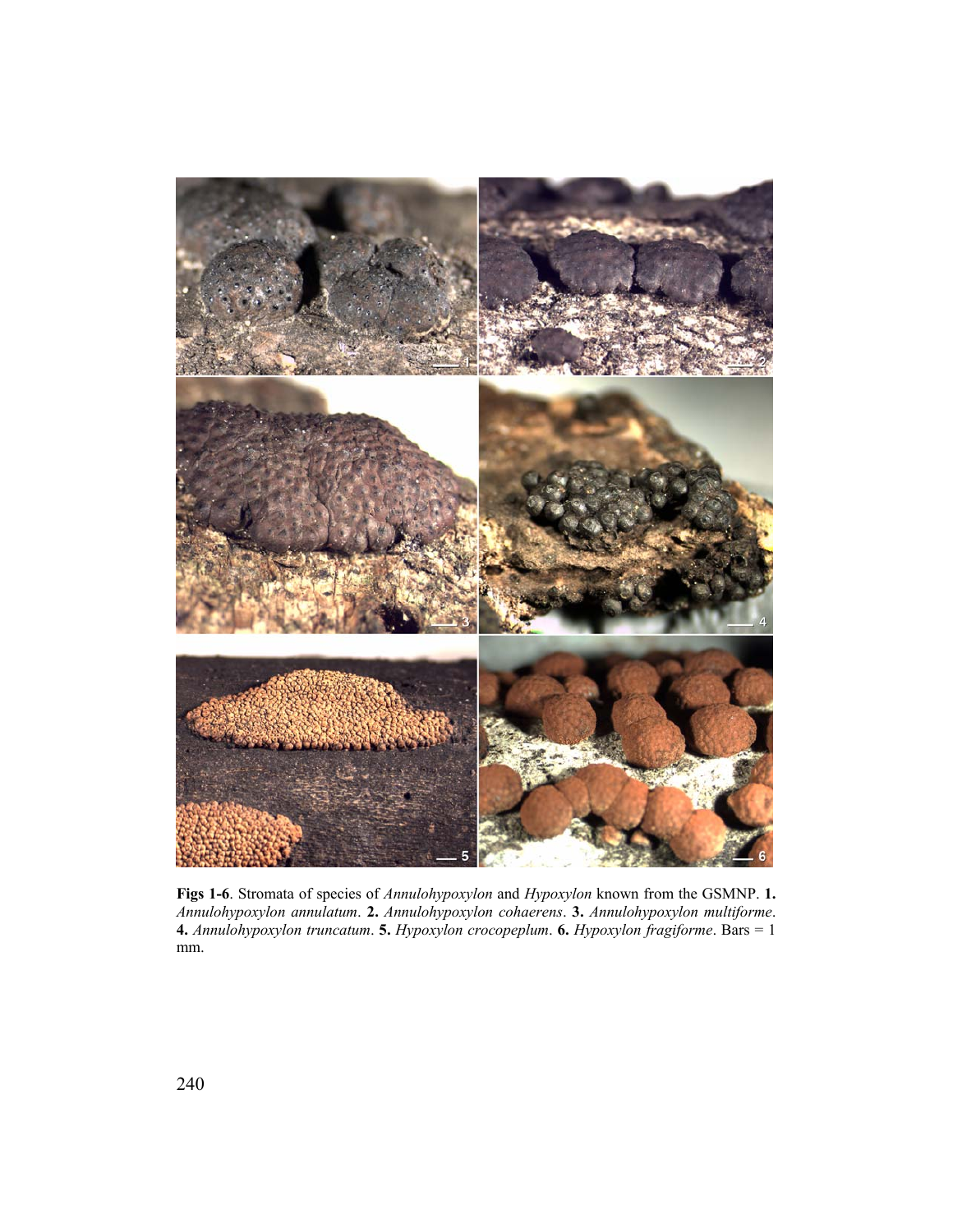**Figs 1-6**. Stromata of species of *Annulohypoxylon* and *Hypoxylon* known from the GSMNP. **1.** *Annulohypoxylon annulatum*. **2.** *Annulohypoxylon cohaerens*. **3.** *Annulohypoxylon multiforme*. **4.** *Annulohypoxylon truncatum*. **5.** *Hypoxylon crocopeplum*. **6.** *Hypoxylon fragiforme*. Bars = 1 mm.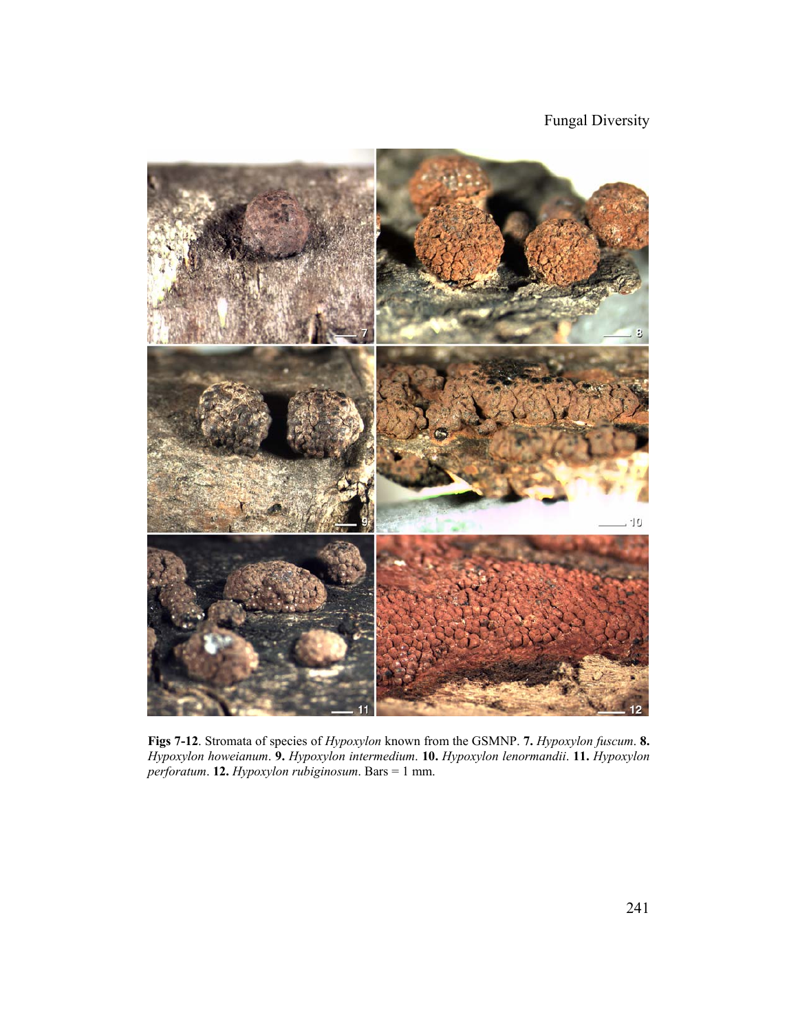**Figs 7-12**. Stromata of species of *Hypoxylon* known from the GSMNP. **7.** *Hypoxylon fuscum*. **8.** *Hypoxylon howeianum*. **9.** *Hypoxylon intermedium*. **10.** *Hypoxylon lenormandii*. **11.** *Hypoxylon perforatum*. **12.** *Hypoxylon rubiginosum*. Bars = 1 mm.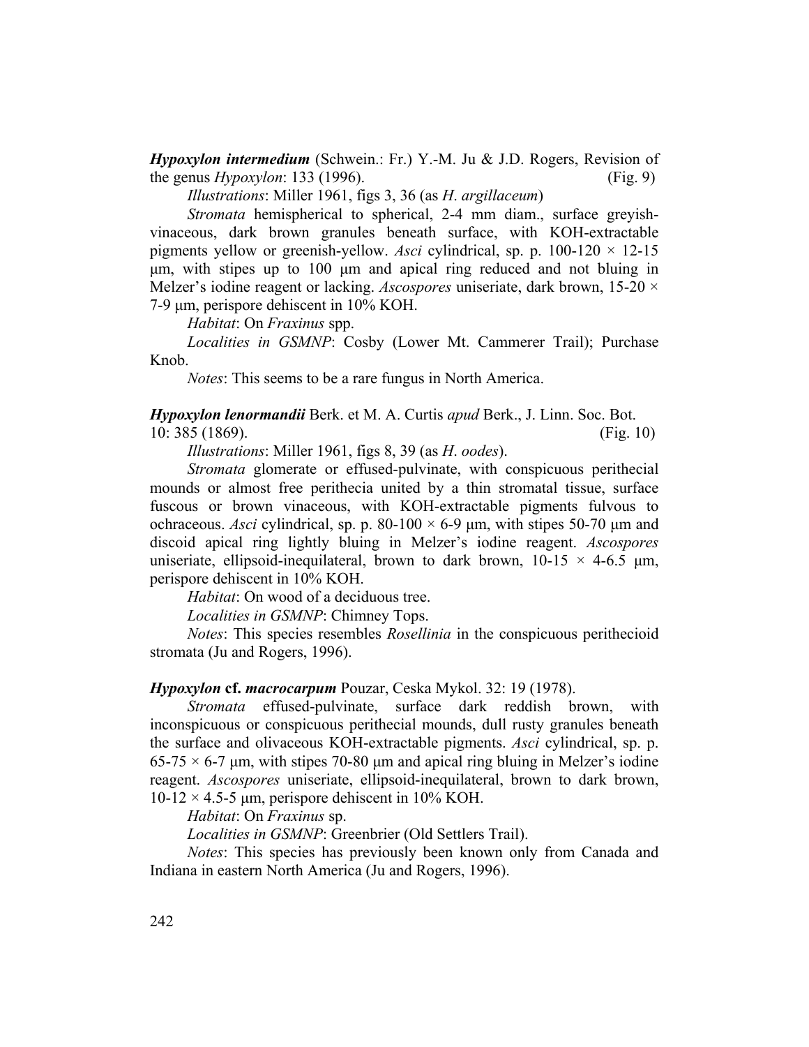***Hypoxylon intermedium*** (Schwein.: Fr.) Y.-M. Ju & J.D. Rogers, Revision of the genus *Hypoxylon*: 133 (1996). (Fig. 9)

*Illustrations*: Miller 1961, figs 3, 36 (as *H. argillaceum*)

*Stromata* hemispherical to spherical, 2-4 mm diam., surface greyish-vinaceous, dark brown granules beneath surface, with KOH-extractable pigments yellow or greenish-yellow. *Asci* cylindrical, sp. p. 100-120 × 12-15 µm, with stipes up to 100 µm and apical ring reduced and not bluing in Melzer's iodine reagent or lacking. *Ascospores* uniseriate, dark brown, 15-20 × 7-9 µm, perispore dehiscent in 10% KOH.

*Habitat*: On *Fraxinus* spp.

*Localities in GSMNP*: Cosby (Lower Mt. Cammerer Trail); Purchase Knob.

*Notes*: This seems to be a rare fungus in North America.

***Hypoxylon lenormandii*** Berk. et M. A. Curtis *apud* Berk., J. Linn. Soc. Bot. 10: 385 (1869). (Fig. 10)

*Illustrations*: Miller 1961, figs 8, 39 (as *H. oodes*).

*Stromata* glomerate or effused-pulvinate, with conspicuous perithecial mounds or almost free perithecia united by a thin stromatal tissue, surface fuscous or brown vinaceous, with KOH-extractable pigments fulvous to ochraceous. *Asci* cylindrical, sp. p. 80-100 × 6-9 µm, with stipes 50-70 µm and discoid apical ring lightly bluing in Melzer's iodine reagent. *Ascospores* uniseriate, ellipsoid-inequilateral, brown to dark brown, 10-15 × 4-6.5 µm, perispore dehiscent in 10% KOH.

*Habitat*: On wood of a deciduous tree.

*Localities in GSMNP*: Chimney Tops.

*Notes*: This species resembles *Rosellinia* in the conspicuous perithecioid stromata (Ju and Rogers, 1996).

***Hypoxylon* cf. *macrocarpum*** Pouzar, Ceska Mykol. 32: 19 (1978).

*Stromata* effused-pulvinate, surface dark reddish brown, with inconspicuous or conspicuous perithecial mounds, dull rusty granules beneath the surface and olivaceous KOH-extractable pigments. *Asci* cylindrical, sp. p. 65-75 × 6-7 µm, with stipes 70-80 µm and apical ring bluing in Melzer's iodine reagent. *Ascospores* uniseriate, ellipsoid-inequilateral, brown to dark brown, 10-12 × 4.5-5 µm, perispore dehiscent in 10% KOH.

*Habitat*: On *Fraxinus* sp.

*Localities in GSMNP*: Greenbrier (Old Settlers Trail).

*Notes*: This species has previously been known only from Canada and Indiana in eastern North America (Ju and Rogers, 1996).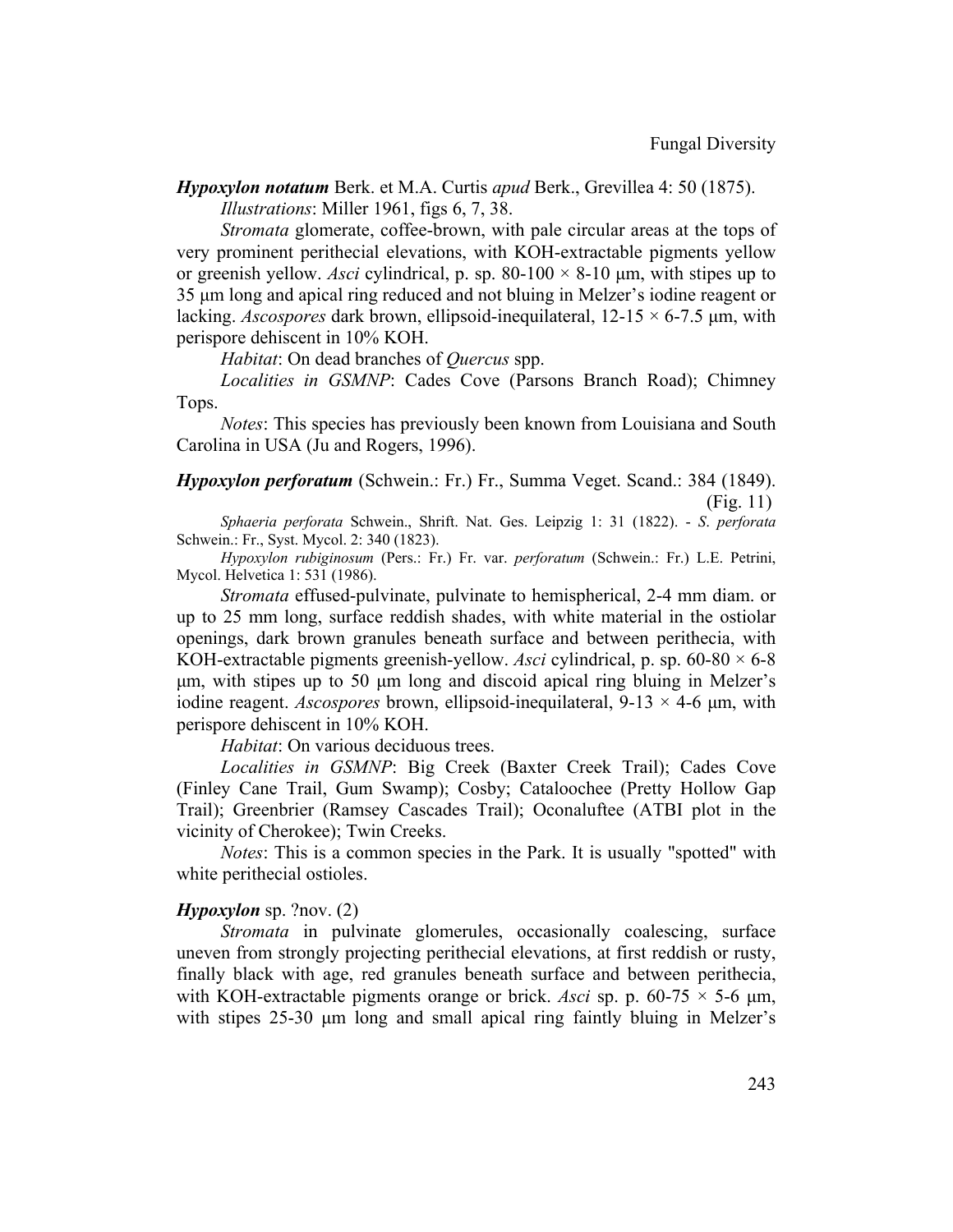***Hypoxylon notatum*** Berk. et M.A. Curtis *apud* Berk., Grevillea 4: 50 (1875).

*Illustrations*: Miller 1961, figs 6, 7, 38.

*Stromata* glomerate, coffee-brown, with pale circular areas at the tops of very prominent perithecial elevations, with KOH-extractable pigments yellow or greenish yellow. *Asci* cylindrical, p. sp. 80-100 × 8-10 µm, with stipes up to 35 µm long and apical ring reduced and not bluing in Melzer's iodine reagent or lacking. *Ascospores* dark brown, ellipsoid-inequilateral, 12-15 × 6-7.5 µm, with perispore dehiscent in 10% KOH.

*Habitat*: On dead branches of *Quercus* spp.

*Localities in GSMNP*: Cades Cove (Parsons Branch Road); Chimney Tops.

*Notes*: This species has previously been known from Louisiana and South Carolina in USA (Ju and Rogers, 1996).

***Hypoxylon perforatum*** (Schwein.: Fr.) Fr., Summa Veget. Scand.: 384 (1849). (Fig. 11)

*Sphaeria perforata* Schwein., Shrift. Nat. Ges. Leipzig 1: 31 (1822). - *S. perforata* Schwein.: Fr., Syst. Mycol. 2: 340 (1823).

*Hypoxylon rubiginosum* (Pers.: Fr.) Fr. var. *perforatum* (Schwein.: Fr.) L.E. Petrini, Mycol. Helvetica 1: 531 (1986).

*Stromata* effused-pulvinate, pulvinate to hemispherical, 2-4 mm diam. or up to 25 mm long, surface reddish shades, with white material in the ostiolar openings, dark brown granules beneath surface and between perithecia, with KOH-extractable pigments greenish-yellow. *Asci* cylindrical, p. sp. 60-80 × 6-8 µm, with stipes up to 50 µm long and discoid apical ring bluing in Melzer's iodine reagent. *Ascospores* brown, ellipsoid-inequilateral, 9-13 × 4-6 µm, with perispore dehiscent in 10% KOH.

*Habitat*: On various deciduous trees.

*Localities in GSMNP*: Big Creek (Baxter Creek Trail); Cades Cove (Finley Cane Trail, Gum Swamp); Cosby; Cataloochee (Pretty Hollow Gap Trail); Greenbrier (Ramsey Cascades Trail); Oconaluftee (ATBI plot in the vicinity of Cherokee); Twin Creeks.

*Notes*: This is a common species in the Park. It is usually "spotted" with white perithecial ostioles.

***Hypoxylon*** sp. ?nov. (2)

*Stromata* in pulvinate glomerules, occasionally coalescing, surface uneven from strongly projecting perithecial elevations, at first reddish or rusty, finally black with age, red granules beneath surface and between perithecia, with KOH-extractable pigments orange or brick. *Asci* sp. p. 60-75 × 5-6 µm, with stipes 25-30 µm long and small apical ring faintly bluing in Melzer's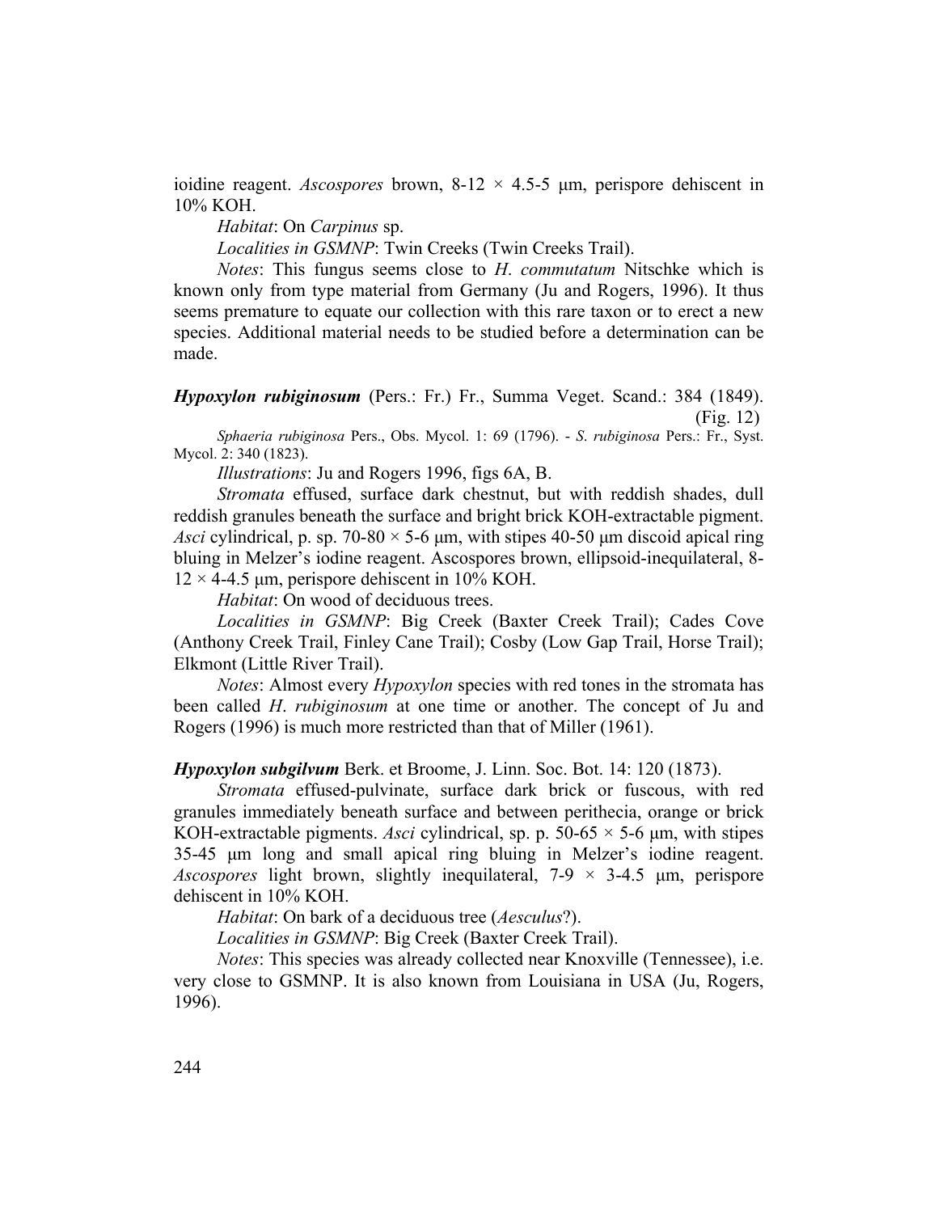ioidine reagent. *Ascospores* brown, 8-12 × 4.5-5 µm, perispore dehiscent in 10% KOH.

*Habitat*: On *Carpinus* sp.

*Localities in GSMNP*: Twin Creeks (Twin Creeks Trail).

*Notes*: This fungus seems close to *H. commutatum* Nitschke which is known only from type material from Germany (Ju and Rogers, 1996). It thus seems premature to equate our collection with this rare taxon or to erect a new species. Additional material needs to be studied before a determination can be made.

***Hypoxylon rubiginosum*** (Pers.: Fr.) Fr., Summa Veget. Scand.: 384 (1849). (Fig. 12)

*Sphaeria rubiginosa* Pers., Obs. Mycol. 1: 69 (1796). - *S. rubiginosa* Pers.: Fr., Syst. Mycol. 2: 340 (1823).

*Illustrations*: Ju and Rogers 1996, figs 6A, B.

*Stromata* effused, surface dark chestnut, but with reddish shades, dull reddish granules beneath the surface and bright brick KOH-extractable pigment. *Asci* cylindrical, p. sp. 70-80 × 5-6 µm, with stipes 40-50 µm discoid apical ring bluing in Melzer's iodine reagent. Ascospores brown, ellipsoid-inequilateral, 8-12 × 4-4.5 µm, perispore dehiscent in 10% KOH.

*Habitat*: On wood of deciduous trees.

*Localities in GSMNP*: Big Creek (Baxter Creek Trail); Cades Cove (Anthony Creek Trail, Finley Cane Trail); Cosby (Low Gap Trail, Horse Trail); Elkmont (Little River Trail).

*Notes*: Almost every *Hypoxylon* species with red tones in the stromata has been called *H. rubiginosum* at one time or another. The concept of Ju and Rogers (1996) is much more restricted than that of Miller (1961).

***Hypoxylon subgilvum*** Berk. et Broome, J. Linn. Soc. Bot. 14: 120 (1873).

*Stromata* effused-pulvinate, surface dark brick or fuscous, with red granules immediately beneath surface and between perithecia, orange or brick KOH-extractable pigments. *Asci* cylindrical, sp. p. 50-65 × 5-6 µm, with stipes 35-45 µm long and small apical ring bluing in Melzer's iodine reagent. *Ascospores* light brown, slightly inequilateral, 7-9 × 3-4.5 µm, perispore dehiscent in 10% KOH.

*Habitat*: On bark of a deciduous tree (*Aesculus*?).

*Localities in GSMNP*: Big Creek (Baxter Creek Trail).

*Notes*: This species was already collected near Knoxville (Tennessee), i.e. very close to GSMNP. It is also known from Louisiana in USA (Ju, Rogers, 1996).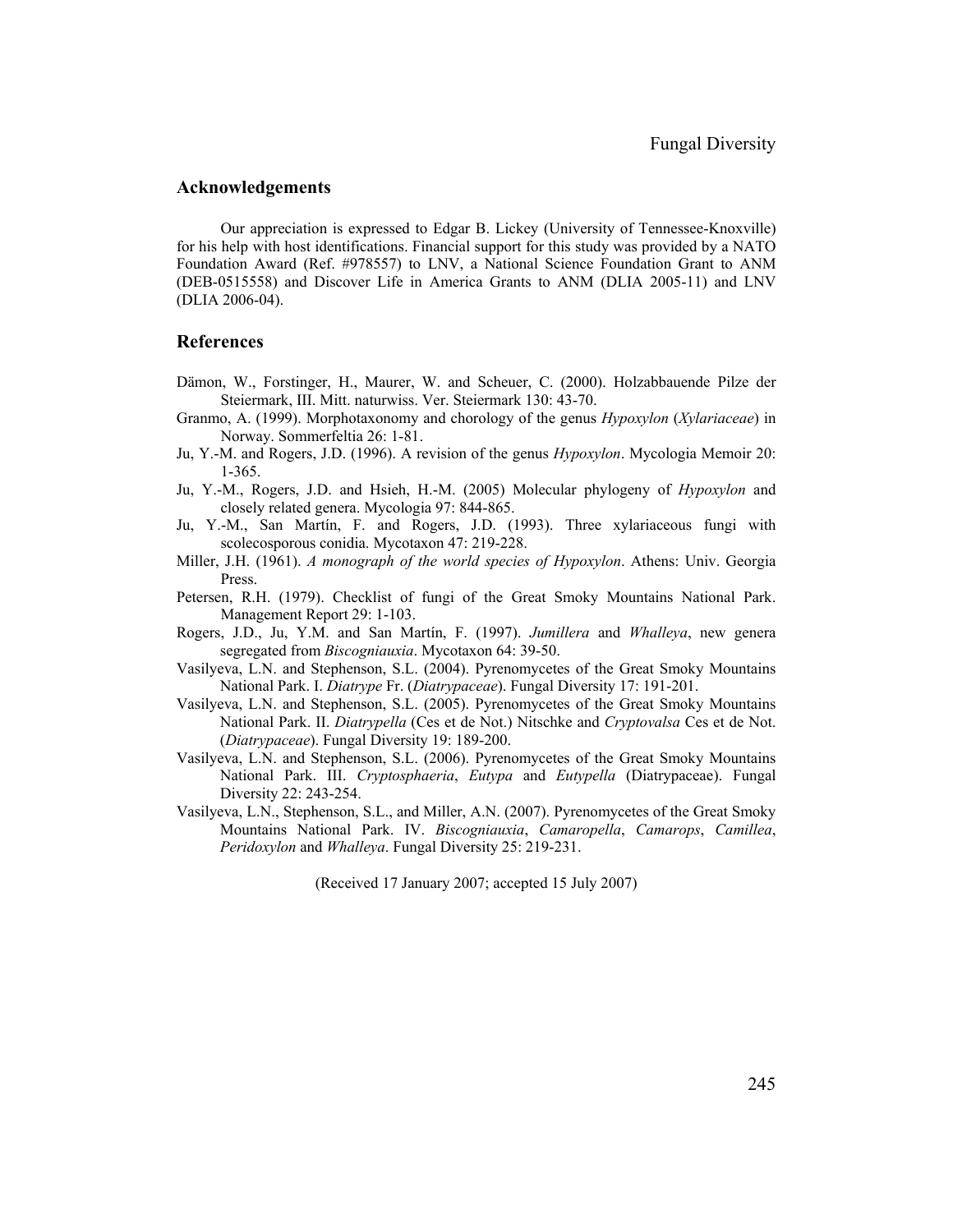## Acknowledgements

Our appreciation is expressed to Edgar B. Lickey (University of Tennessee-Knoxville) for his help with host identifications. Financial support for this study was provided by a NATO Foundation Award (Ref. #978557) to LNV, a National Science Foundation Grant to ANM (DEB-0515558) and Discover Life in America Grants to ANM (DLIA 2005-11) and LNV (DLIA 2006-04).

## References

Dämon, W., Forstinger, H., Maurer, W. and Scheuer, C. (2000). Holzabbauende Pilze der Steiermark, III. Mitt. naturwiss. Ver. Steiermark 130: 43-70.

Granmo, A. (1999). Morphotaxonomy and chorology of the genus *Hypoxylon* (*Xylariaceae*) in Norway. Sommerfeltia 26: 1-81.

Ju, Y.-M. and Rogers, J.D. (1996). A revision of the genus *Hypoxylon*. Mycologia Memoir 20: 1-365.

Ju, Y.-M., Rogers, J.D. and Hsieh, H.-M. (2005) Molecular phylogeny of *Hypoxylon* and closely related genera. Mycologia 97: 844-865.

Ju, Y.-M., San Martín, F. and Rogers, J.D. (1993). Three xylariaceous fungi with scolecosporous conidia. Mycotaxon 47: 219-228.

Miller, J.H. (1961). *A monograph of the world species of Hypoxylon*. Athens: Univ. Georgia Press.

Petersen, R.H. (1979). Checklist of fungi of the Great Smoky Mountains National Park. Management Report 29: 1-103.

Rogers, J.D., Ju, Y.M. and San Martín, F. (1997). *Jumillera* and *Whalleya*, new genera segregated from *Biscogniauxia*. Mycotaxon 64: 39-50.

Vasilyeva, L.N. and Stephenson, S.L. (2004). Pyrenomycetes of the Great Smoky Mountains National Park. I. *Diatrype* Fr. (*Diatrypaceae*). Fungal Diversity 17: 191-201.

Vasilyeva, L.N. and Stephenson, S.L. (2005). Pyrenomycetes of the Great Smoky Mountains National Park. II. *Diatrypella* (Ces et de Not.) Nitschke and *Cryptovalsa* Ces et de Not. (*Diatrypaceae*). Fungal Diversity 19: 189-200.

Vasilyeva, L.N. and Stephenson, S.L. (2006). Pyrenomycetes of the Great Smoky Mountains National Park. III. *Cryptosphaeria*, *Eutypa* and *Eutypella* (Diatrypaceae). Fungal Diversity 22: 243-254.

Vasilyeva, L.N., Stephenson, S.L., and Miller, A.N. (2007). Pyrenomycetes of the Great Smoky Mountains National Park. IV. *Biscogniauxia*, *Camaropella*, *Camarops*, *Camillea*, *Peridoxylon* and *Whalleya*. Fungal Diversity 25: 219-231.

(Received 17 January 2007; accepted 15 July 2007)